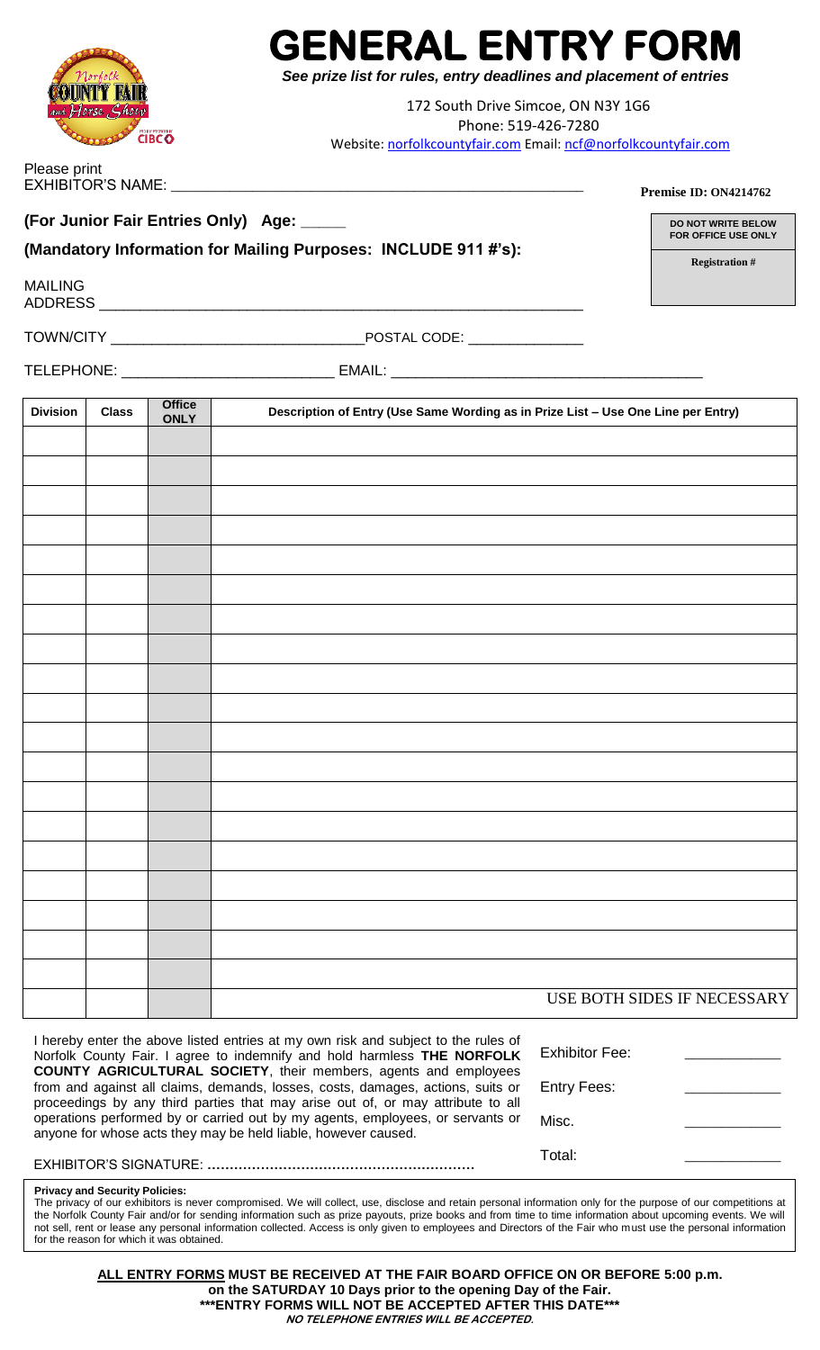# GENERAL ENTRY FORM

***See prize list for rules, entry deadlines and placement of entries***

172 South Drive Simcoe, ON N3Y 1G6
Phone: 519-426-7280
Website: norfolkcountyfair.com Email: ncf@norfolkcountyfair.com

Please print
EXHIBITOR'S NAME: ______________________________________________________

**Premise ID: ON4214762**

**(For Junior Fair Entries Only) Age: _____**

**(Mandatory Information for Mailing Purposes: INCLUDE 911 #'s):**

**DO NOT WRITE BELOW FOR OFFICE USE ONLY**

**Registration #**

MAILING ADDRESS ______________________________________________________

TOWN/CITY ______________________________ POSTAL CODE: ______________

TELEPHONE: _________________________ EMAIL: ____________________________________

| Division | Class | Office ONLY | Description of Entry (Use Same Wording as in Prize List – Use One Line per Entry) |
|---|---|---|---|
| | | | |
| | | | |
| | | | |
| | | | |
| | | | |
| | | | |
| | | | |
| | | | |
| | | | |
| | | | |
| | | | |
| | | | |
| | | | |
| | | | |
| | | | |
| | | | |
| | | | |
| | | | |
| | | | |
| | | | USE BOTH SIDES IF NECESSARY |

I hereby enter the above listed entries at my own risk and subject to the rules of Norfolk County Fair. I agree to indemnify and hold harmless **THE NORFOLK COUNTY AGRICULTURAL SOCIETY**, their members, agents and employees from and against all claims, demands, losses, costs, damages, actions, suits or proceedings by any third parties that may arise out of, or may attribute to all operations performed by or carried out by my agents, employees, or servants or anyone for whose acts they may be held liable, however caused.

EXHIBITOR'S SIGNATURE: ............................................................

Exhibitor Fee: ____________

Entry Fees: ____________

Misc. ____________

Total: ____________

**Privacy and Security Policies:**
The privacy of our exhibitors is never compromised. We will collect, use, disclose and retain personal information only for the purpose of our competitions at the Norfolk County Fair and/or for sending information such as prize payouts, prize books and from time to time information about upcoming events. We will not sell, rent or lease any personal information collected. Access is only given to employees and Directors of the Fair who must use the personal information for the reason for which it was obtained.

**ALL ENTRY FORMS MUST BE RECEIVED AT THE FAIR BOARD OFFICE ON OR BEFORE 5:00 p.m. on the SATURDAY 10 Days prior to the opening Day of the Fair.**
**\*\*\*ENTRY FORMS WILL NOT BE ACCEPTED AFTER THIS DATE\*\*\***
***NO TELEPHONE ENTRIES WILL BE ACCEPTED.***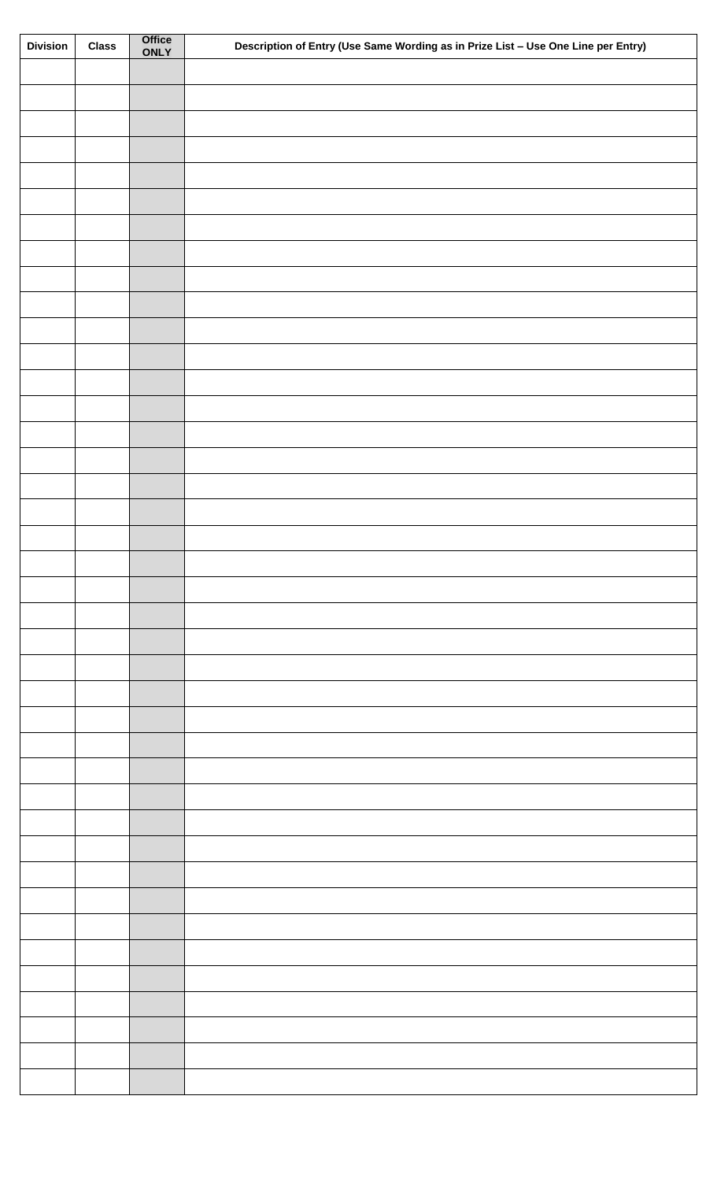| Division | Class | Office ONLY | Description of Entry (Use Same Wording as in Prize List – Use One Line per Entry) |
|---|---|---|---|
| | | | |
| | | | |
| | | | |
| | | | |
| | | | |
| | | | |
| | | | |
| | | | |
| | | | |
| | | | |
| | | | |
| | | | |
| | | | |
| | | | |
| | | | |
| | | | |
| | | | |
| | | | |
| | | | |
| | | | |
| | | | |
| | | | |
| | | | |
| | | | |
| | | | |
| | | | |
| | | | |
| | | | |
| | | | |
| | | | |
| | | | |
| | | | |
| | | | |
| | | | |
| | | | |
| | | | |
| | | | |
| | | | |
| | | | |
| | | | |